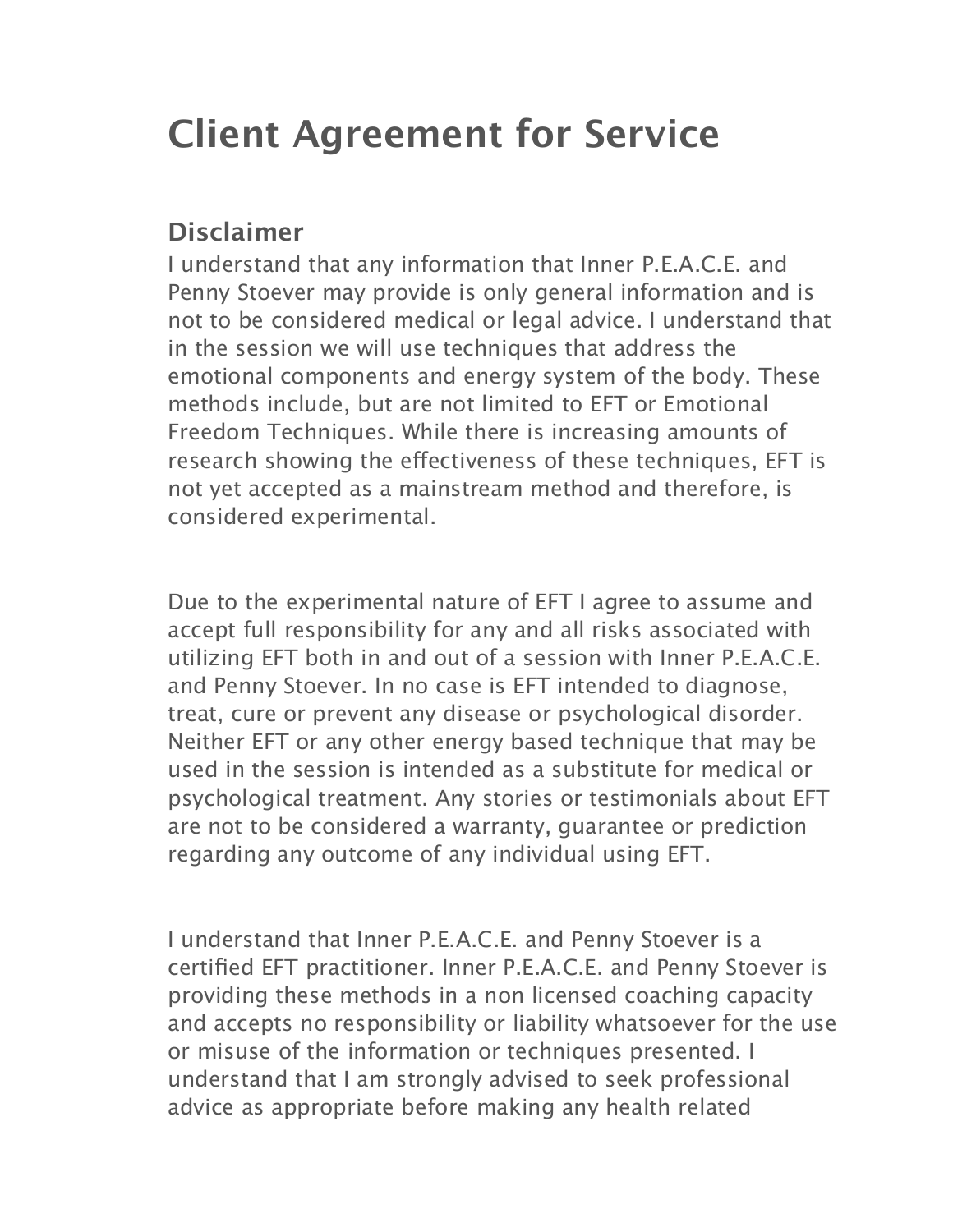# Client Agreement for Service

## Disclaimer

I understand that any information that Inner P.E.A.C.E. and Penny Stoever may provide is only general information and is not to be considered medical or legal advice. I understand that in the session we will use techniques that address the emotional components and energy system of the body. These methods include, but are not limited to EFT or Emotional Freedom Techniques. While there is increasing amounts of research showing the effectiveness of these techniques, EFT is not yet accepted as a mainstream method and therefore, is considered experimental.

Due to the experimental nature of EFT I agree to assume and accept full responsibility for any and all risks associated with utilizing EFT both in and out of a session with Inner P.E.A.C.E. and Penny Stoever. In no case is EFT intended to diagnose, treat, cure or prevent any disease or psychological disorder. Neither EFT or any other energy based technique that may be used in the session is intended as a substitute for medical or psychological treatment. Any stories or testimonials about EFT are not to be considered a warranty, guarantee or prediction regarding any outcome of any individual using EFT.

I understand that Inner P.E.A.C.E. and Penny Stoever is a certified EFT practitioner. Inner P.E.A.C.E. and Penny Stoever is providing these methods in a non licensed coaching capacity and accepts no responsibility or liability whatsoever for the use or misuse of the information or techniques presented. I understand that I am strongly advised to seek professional advice as appropriate before making any health related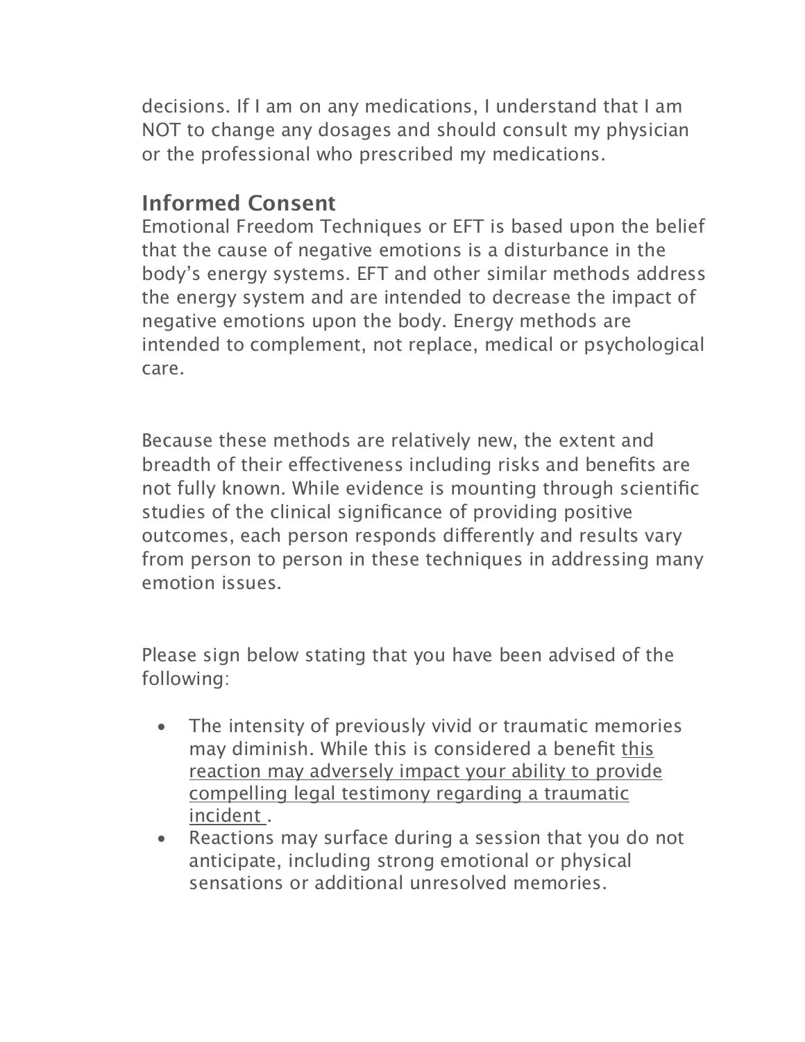decisions. If I am on any medications, I understand that I am NOT to change any dosages and should consult my physician or the professional who prescribed my medications.

## Informed Consent

Emotional Freedom Techniques or EFT is based upon the belief that the cause of negative emotions is a disturbance in the body's energy systems. EFT and other similar methods address the energy system and are intended to decrease the impact of negative emotions upon the body. Energy methods are intended to complement, not replace, medical or psychological care.

Because these methods are relatively new, the extent and breadth of their effectiveness including risks and benefits are not fully known. While evidence is mounting through scientific studies of the clinical significance of providing positive outcomes, each person responds differently and results vary from person to person in these techniques in addressing many emotion issues.

Please sign below stating that you have been advised of the following:

- The intensity of previously vivid or traumatic memories may diminish. While this is considered a benefit <u>this reaction may adversely impact your ability to provide compelling legal testimony regarding a traumatic incident</u> .
- Reactions may surface during a session that you do not anticipate, including strong emotional or physical sensations or additional unresolved memories.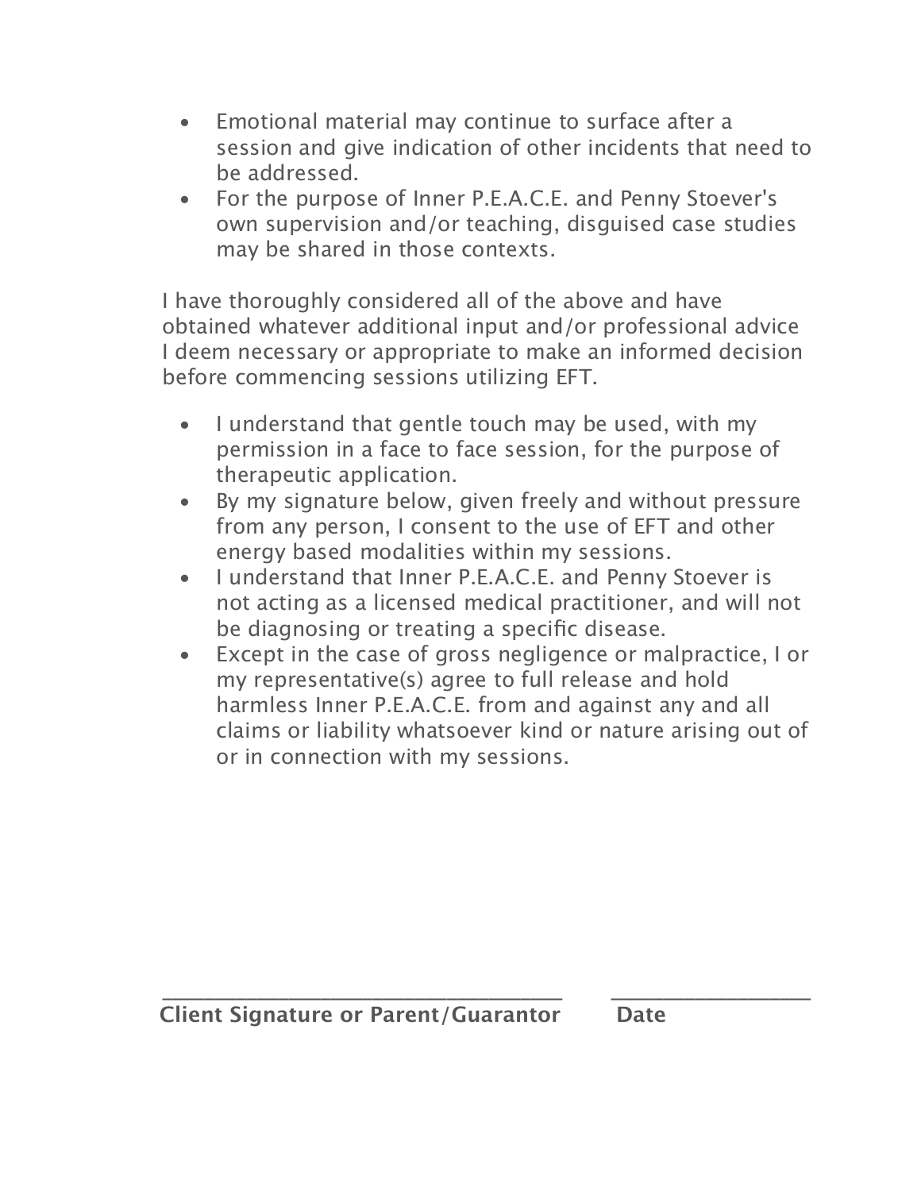- Emotional material may continue to surface after a session and give indication of other incidents that need to be addressed.
- For the purpose of Inner P.E.A.C.E. and Penny Stoever's own supervision and/or teaching, disguised case studies may be shared in those contexts.

I have thoroughly considered all of the above and have obtained whatever additional input and/or professional advice I deem necessary or appropriate to make an informed decision before commencing sessions utilizing EFT.

- I understand that gentle touch may be used, with my permission in a face to face session, for the purpose of therapeutic application.
- By my signature below, given freely and without pressure from any person, I consent to the use of EFT and other energy based modalities within my sessions.
- I understand that Inner P.E.A.C.E. and Penny Stoever is not acting as a licensed medical practitioner, and will not be diagnosing or treating a specific disease.
- Except in the case of gross negligence or malpractice, I or my representative(s) agree to full release and hold harmless Inner P.E.A.C.E. from and against any and all claims or liability whatsoever kind or nature arising out of or in connection with my sessions.

_______________________________________ ____________________

**Client Signature or Parent/Guarantor** **Date**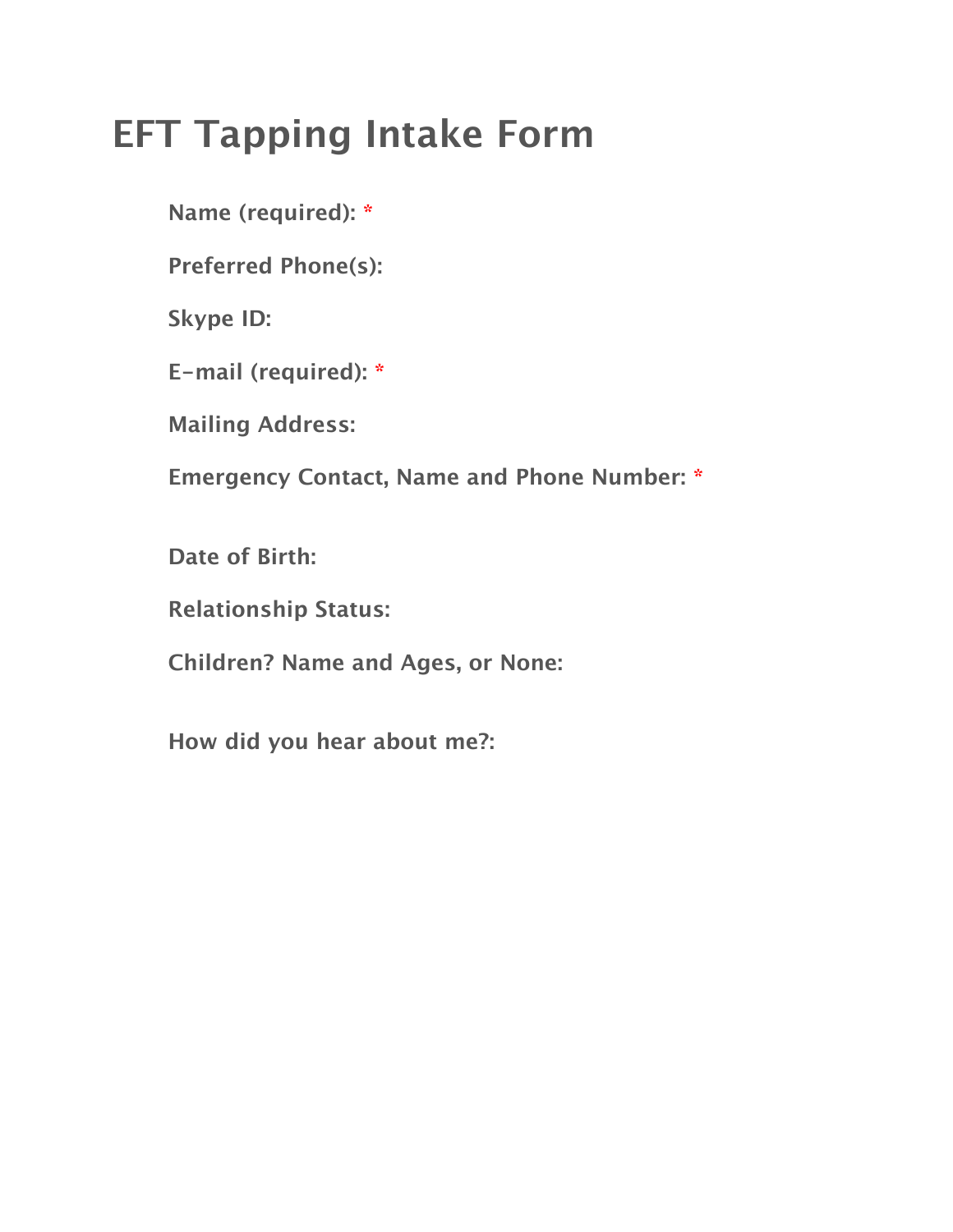# EFT Tapping Intake Form

**Name (required):** *

**Preferred Phone(s):**

**Skype ID:**

**E-mail (required):** *

**Mailing Address:**

**Emergency Contact, Name and Phone Number:** *

**Date of Birth:**

**Relationship Status:**

**Children? Name and Ages, or None:**

**How did you hear about me?:**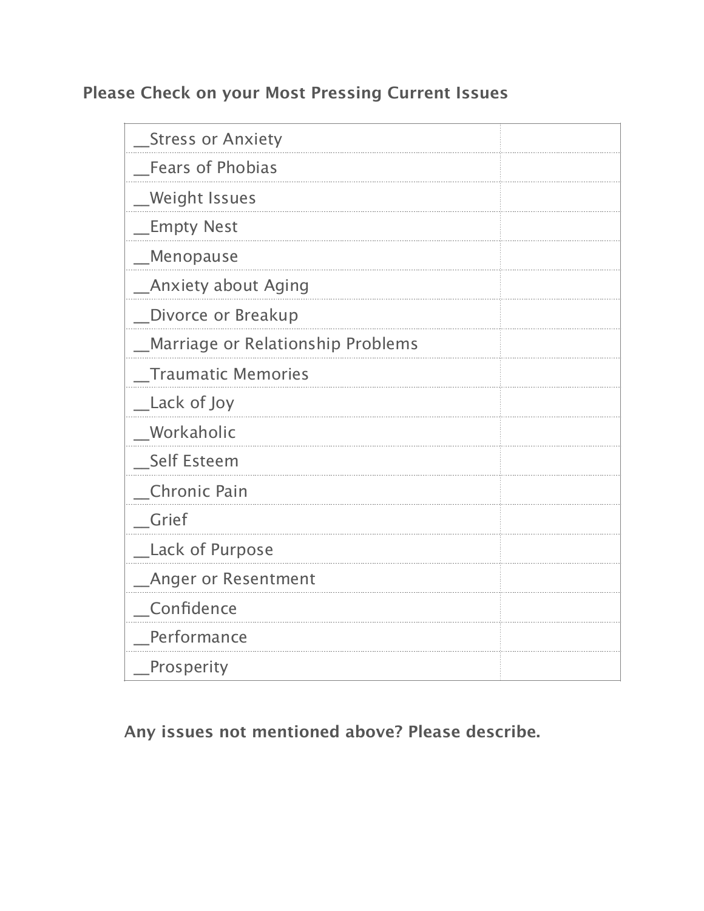**Please Check on your Most Pressing Current Issues**

| | |
|---|---|
| __Stress or Anxiety | |
| __Fears of Phobias | |
| __Weight Issues | |
| __Empty Nest | |
| __Menopause | |
| __Anxiety about Aging | |
| __Divorce or Breakup | |
| __Marriage or Relationship Problems | |
| __Traumatic Memories | |
| __Lack of Joy | |
| __Workaholic | |
| __Self Esteem | |
| __Chronic Pain | |
| __Grief | |
| __Lack of Purpose | |
| __Anger or Resentment | |
| __Confidence | |
| __Performance | |
| __Prosperity | |

**Any issues not mentioned above? Please describe.**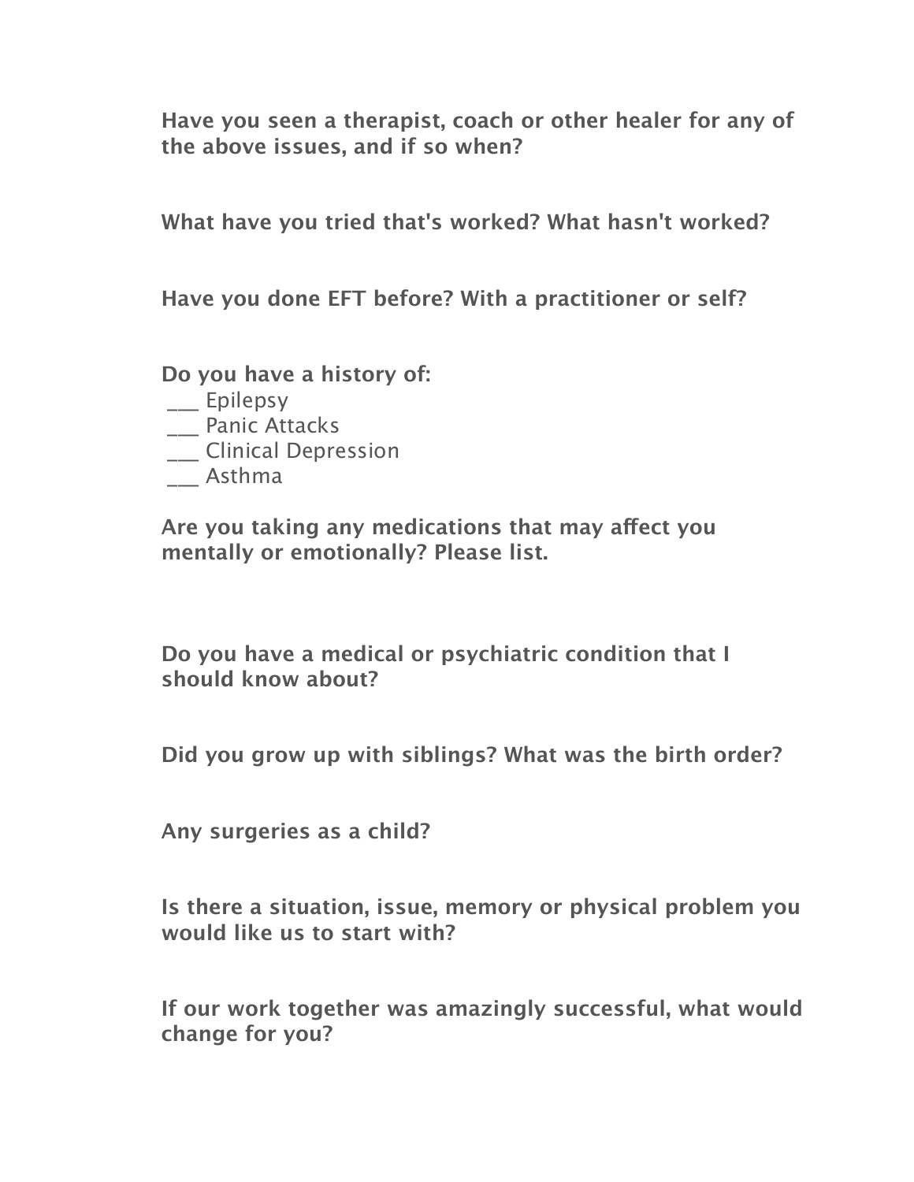**Have you seen a therapist, coach or other healer for any of the above issues, and if so when?**

**What have you tried that's worked? What hasn't worked?**

**Have you done EFT before? With a practitioner or self?**

**Do you have a history of:**

___ Epilepsy
___ Panic Attacks
___ Clinical Depression
___ Asthma

**Are you taking any medications that may affect you mentally or emotionally? Please list.**

**Do you have a medical or psychiatric condition that I should know about?**

**Did you grow up with siblings? What was the birth order?**

**Any surgeries as a child?**

**Is there a situation, issue, memory or physical problem you would like us to start with?**

**If our work together was amazingly successful, what would change for you?**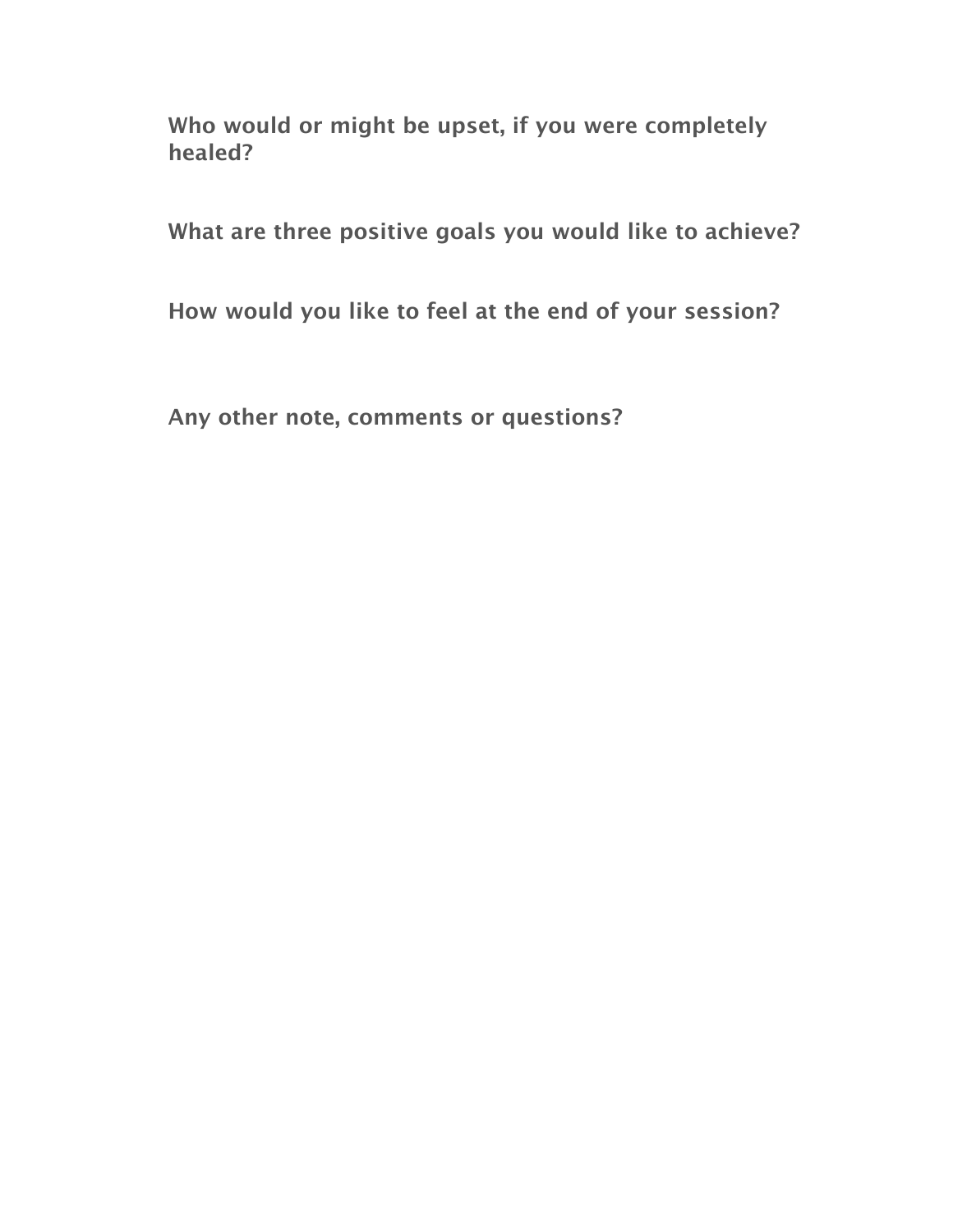**Who would or might be upset, if you were completely healed?**

**What are three positive goals you would like to achieve?**

**How would you like to feel at the end of your session?**

**Any other note, comments or questions?**